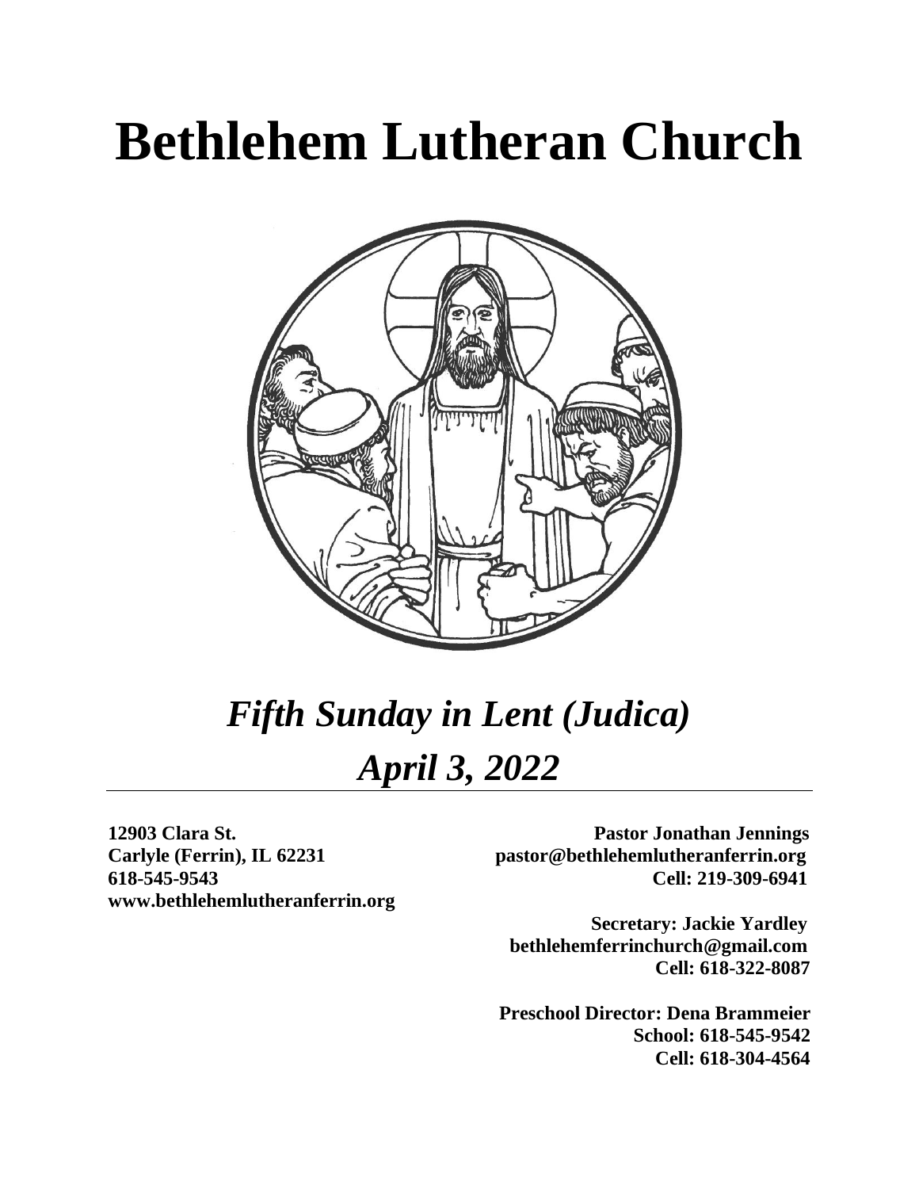# Bethlehem Lutheran Church

## *Fifth Sunday in Lent (Judica)*

## *April 3, 2022*

**12903 Clara St.**
**Carlyle (Ferrin), IL 62231**
**618-545-9543**
**www.bethlehemlutheranferrin.org**

**Pastor Jonathan Jennings**
**pastor@bethlehemlutheranferrin.org**
**Cell: 219-309-6941**

**Secretary: Jackie Yardley**
**bethlehemferrinchurch@gmail.com**
**Cell: 618-322-8087**

**Preschool Director: Dena Brammeier**
**School: 618-545-9542**
**Cell: 618-304-4564**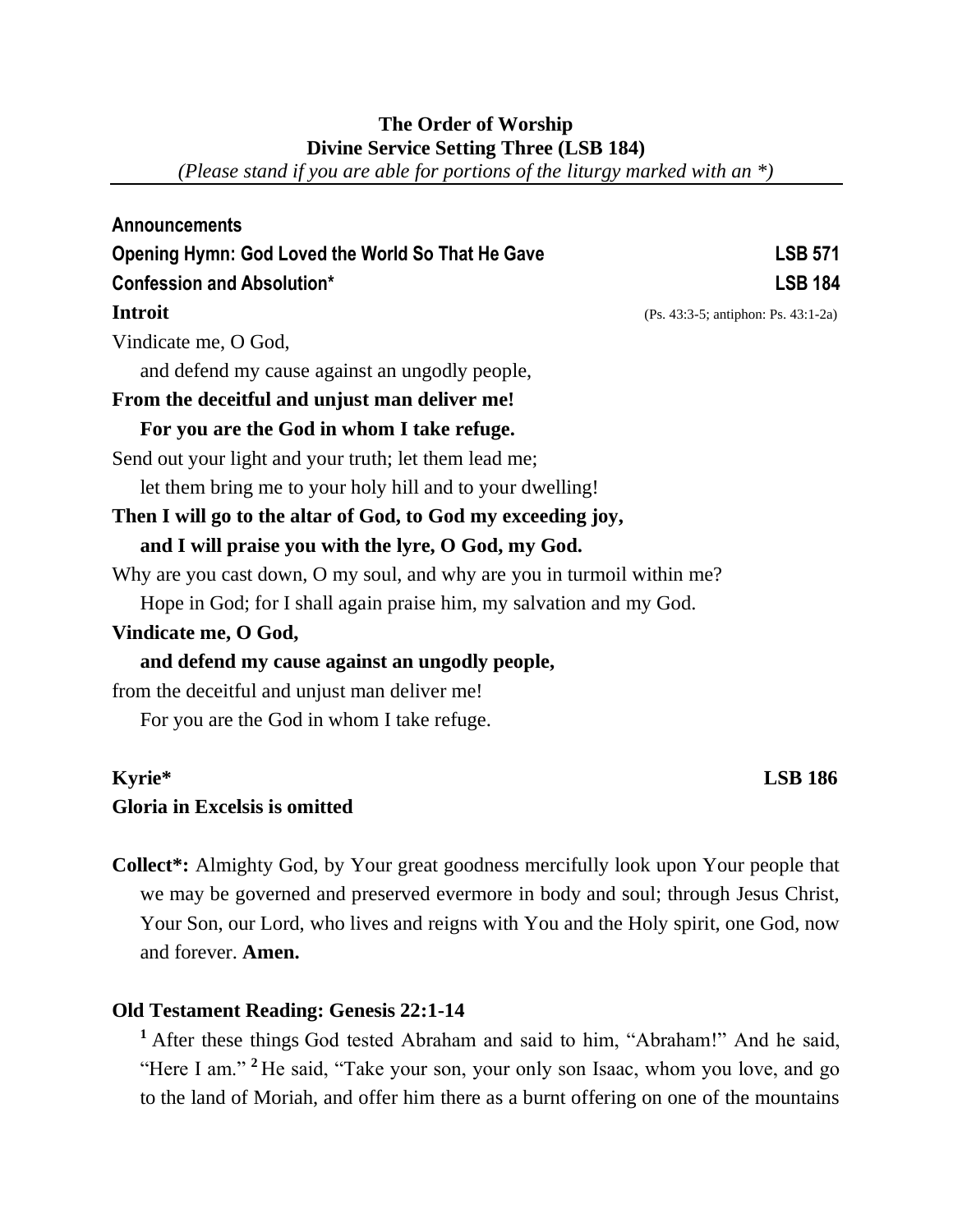**The Order of Worship**
**Divine Service Setting Three (LSB 184)**
*(Please stand if you are able for portions of the liturgy marked with an *)*

---

**Announcements**

**Opening Hymn: God Loved the World So That He Gave** — **LSB 571**

**Confession and Absolution*** — **LSB 184**

**Introit** — (Ps. 43:3-5; antiphon: Ps. 43:1-2a)

Vindicate me, O God,
  and defend my cause against an ungodly people,
**From the deceitful and unjust man deliver me!**
  **For you are the God in whom I take refuge.**
Send out your light and your truth; let them lead me;
  let them bring me to your holy hill and to your dwelling!
**Then I will go to the altar of God, to God my exceeding joy,**
  **and I will praise you with the lyre, O God, my God.**
Why are you cast down, O my soul, and why are you in turmoil within me?
  Hope in God; for I shall again praise him, my salvation and my God.
**Vindicate me, O God,**
  **and defend my cause against an ungodly people,**
from the deceitful and unjust man deliver me!
  For you are the God in whom I take refuge.

**Kyrie*** — **LSB 186**

**Gloria in Excelsis is omitted**

**Collect*:** Almighty God, by Your great goodness mercifully look upon Your people that we may be governed and preserved evermore in body and soul; through Jesus Christ, Your Son, our Lord, who lives and reigns with You and the Holy spirit, one God, now and forever. **Amen.**

**Old Testament Reading: Genesis 22:1-14**

[1] After these things God tested Abraham and said to him, "Abraham!" And he said, "Here I am." [2] He said, "Take your son, your only son Isaac, whom you love, and go to the land of Moriah, and offer him there as a burnt offering on one of the mountains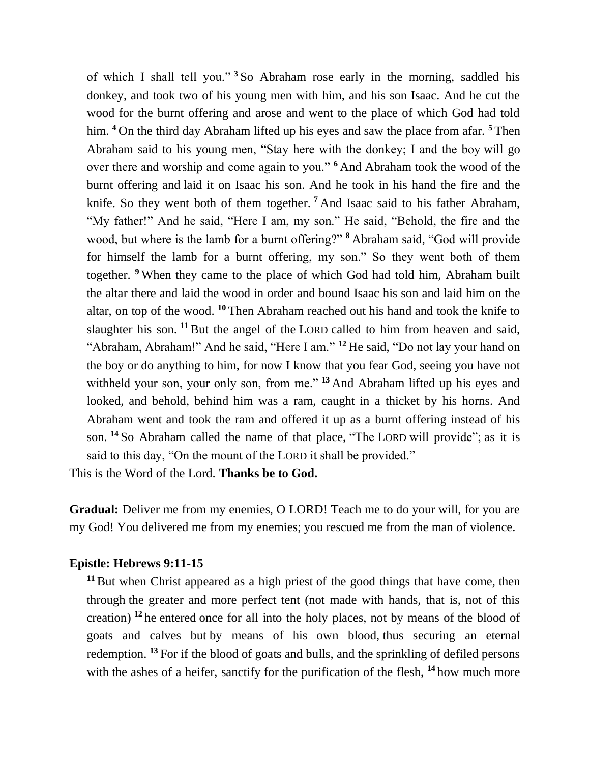of which I shall tell you." [3] So Abraham rose early in the morning, saddled his donkey, and took two of his young men with him, and his son Isaac. And he cut the wood for the burnt offering and arose and went to the place of which God had told him. [4] On the third day Abraham lifted up his eyes and saw the place from afar. [5] Then Abraham said to his young men, "Stay here with the donkey; I and the boy will go over there and worship and come again to you." [6] And Abraham took the wood of the burnt offering and laid it on Isaac his son. And he took in his hand the fire and the knife. So they went both of them together. [7] And Isaac said to his father Abraham, "My father!" And he said, "Here I am, my son." He said, "Behold, the fire and the wood, but where is the lamb for a burnt offering?" [8] Abraham said, "God will provide for himself the lamb for a burnt offering, my son." So they went both of them together. [9] When they came to the place of which God had told him, Abraham built the altar there and laid the wood in order and bound Isaac his son and laid him on the altar, on top of the wood. [10] Then Abraham reached out his hand and took the knife to slaughter his son. [11] But the angel of the LORD called to him from heaven and said, "Abraham, Abraham!" And he said, "Here I am." [12] He said, "Do not lay your hand on the boy or do anything to him, for now I know that you fear God, seeing you have not withheld your son, your only son, from me." [13] And Abraham lifted up his eyes and looked, and behold, behind him was a ram, caught in a thicket by his horns. And Abraham went and took the ram and offered it up as a burnt offering instead of his son. [14] So Abraham called the name of that place, "The LORD will provide"; as it is said to this day, "On the mount of the LORD it shall be provided."

This is the Word of the Lord. **Thanks be to God.**

**Gradual:** Deliver me from my enemies, O LORD! Teach me to do your will, for you are my God! You delivered me from my enemies; you rescued me from the man of violence.

**Epistle: Hebrews 9:11-15**

[11] But when Christ appeared as a high priest of the good things that have come, then through the greater and more perfect tent (not made with hands, that is, not of this creation) [12] he entered once for all into the holy places, not by means of the blood of goats and calves but by means of his own blood, thus securing an eternal redemption. [13] For if the blood of goats and bulls, and the sprinkling of defiled persons with the ashes of a heifer, sanctify for the purification of the flesh, [14] how much more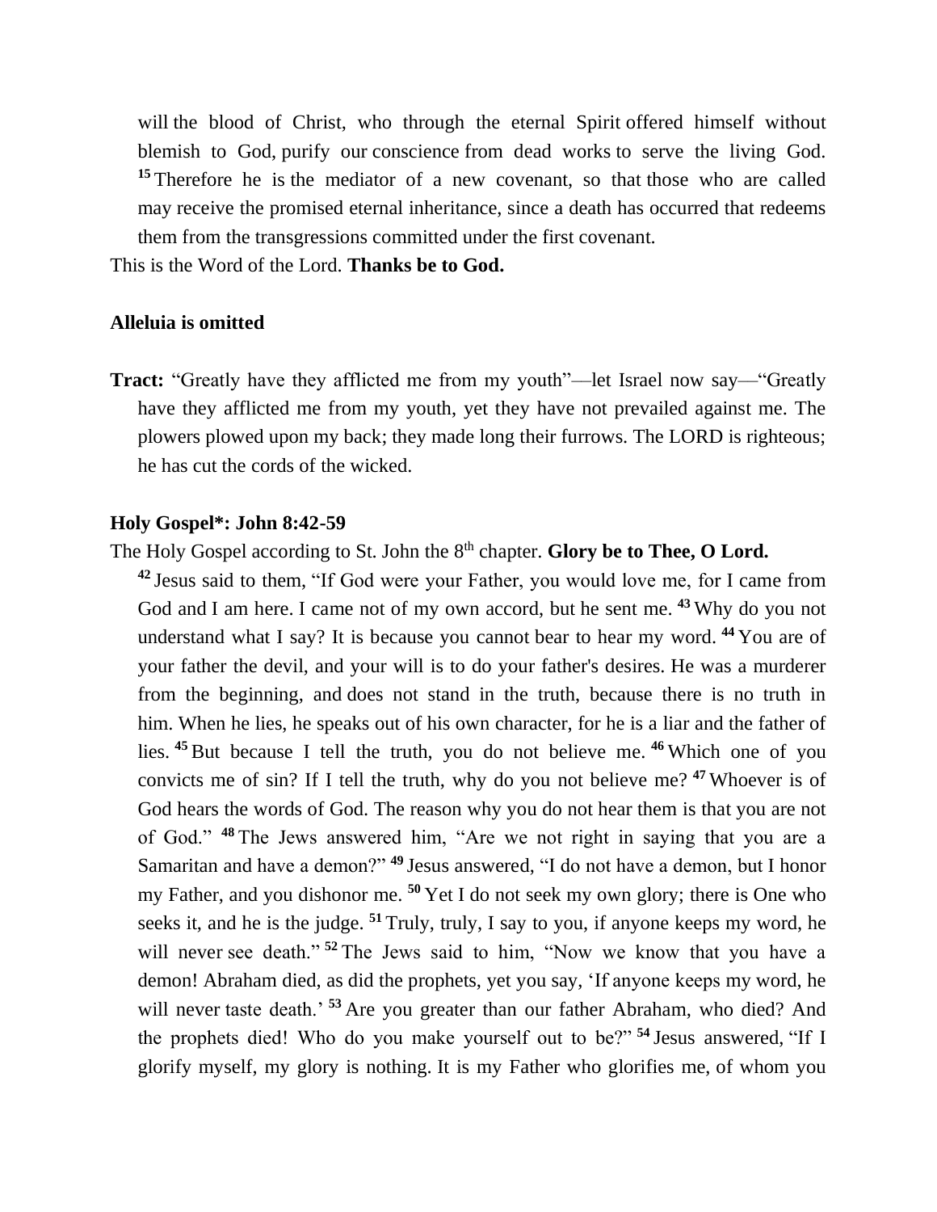will the blood of Christ, who through the eternal Spirit offered himself without blemish to God, purify our conscience from dead works to serve the living God. [15] Therefore he is the mediator of a new covenant, so that those who are called may receive the promised eternal inheritance, since a death has occurred that redeems them from the transgressions committed under the first covenant.

This is the Word of the Lord. **Thanks be to God.**

**Alleluia is omitted**

**Tract:** "Greatly have they afflicted me from my youth"—let Israel now say—"Greatly have they afflicted me from my youth, yet they have not prevailed against me. The plowers plowed upon my back; they made long their furrows. The LORD is righteous; he has cut the cords of the wicked.

**Holy Gospel*: John 8:42-59**

The Holy Gospel according to St. John the 8th chapter. **Glory be to Thee, O Lord.**

[42] Jesus said to them, "If God were your Father, you would love me, for I came from God and I am here. I came not of my own accord, but he sent me. [43] Why do you not understand what I say? It is because you cannot bear to hear my word. [44] You are of your father the devil, and your will is to do your father's desires. He was a murderer from the beginning, and does not stand in the truth, because there is no truth in him. When he lies, he speaks out of his own character, for he is a liar and the father of lies. [45] But because I tell the truth, you do not believe me. [46] Which one of you convicts me of sin? If I tell the truth, why do you not believe me? [47] Whoever is of God hears the words of God. The reason why you do not hear them is that you are not of God." [48] The Jews answered him, "Are we not right in saying that you are a Samaritan and have a demon?" [49] Jesus answered, "I do not have a demon, but I honor my Father, and you dishonor me. [50] Yet I do not seek my own glory; there is One who seeks it, and he is the judge. [51] Truly, truly, I say to you, if anyone keeps my word, he will never see death." [52] The Jews said to him, "Now we know that you have a demon! Abraham died, as did the prophets, yet you say, 'If anyone keeps my word, he will never taste death.' [53] Are you greater than our father Abraham, who died? And the prophets died! Who do you make yourself out to be?" [54] Jesus answered, "If I glorify myself, my glory is nothing. It is my Father who glorifies me, of whom you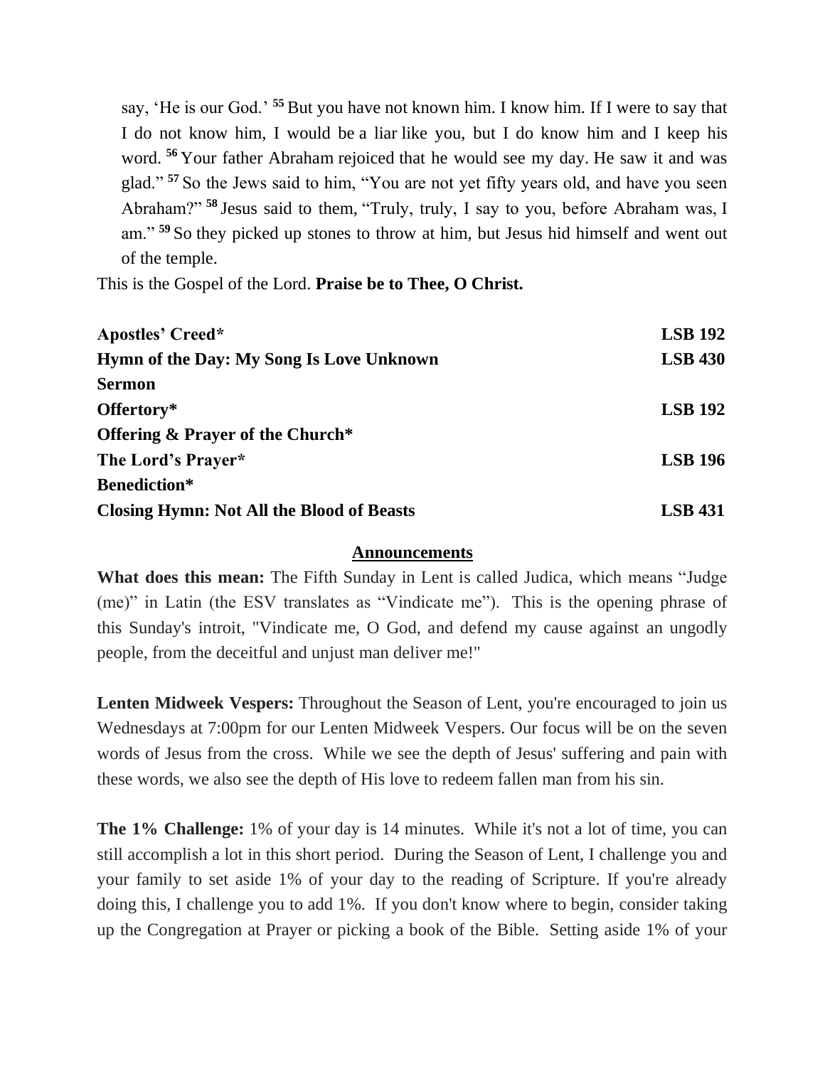say, 'He is our God.' [55] But you have not known him. I know him. If I were to say that I do not know him, I would be a liar like you, but I do know him and I keep his word. [56] Your father Abraham rejoiced that he would see my day. He saw it and was glad." [57] So the Jews said to him, "You are not yet fifty years old, and have you seen Abraham?" [58] Jesus said to them, "Truly, truly, I say to you, before Abraham was, I am." [59] So they picked up stones to throw at him, but Jesus hid himself and went out of the temple.

This is the Gospel of the Lord. **Praise be to Thee, O Christ.**

| | |
|---|---|
| **Apostles' Creed*** | **LSB 192** |
| **Hymn of the Day: My Song Is Love Unknown** | **LSB 430** |
| **Sermon** | |
| **Offertory*** | **LSB 192** |
| **Offering & Prayer of the Church*** | |
| **The Lord's Prayer*** | **LSB 196** |
| **Benediction*** | |
| **Closing Hymn: Not All the Blood of Beasts** | **LSB 431** |

## Announcements

**What does this mean:** The Fifth Sunday in Lent is called Judica, which means "Judge (me)" in Latin (the ESV translates as "Vindicate me"). This is the opening phrase of this Sunday's introit, "Vindicate me, O God, and defend my cause against an ungodly people, from the deceitful and unjust man deliver me!"

**Lenten Midweek Vespers:** Throughout the Season of Lent, you're encouraged to join us Wednesdays at 7:00pm for our Lenten Midweek Vespers. Our focus will be on the seven words of Jesus from the cross. While we see the depth of Jesus' suffering and pain with these words, we also see the depth of His love to redeem fallen man from his sin.

**The 1% Challenge:** 1% of your day is 14 minutes. While it's not a lot of time, you can still accomplish a lot in this short period. During the Season of Lent, I challenge you and your family to set aside 1% of your day to the reading of Scripture. If you're already doing this, I challenge you to add 1%. If you don't know where to begin, consider taking up the Congregation at Prayer or picking a book of the Bible. Setting aside 1% of your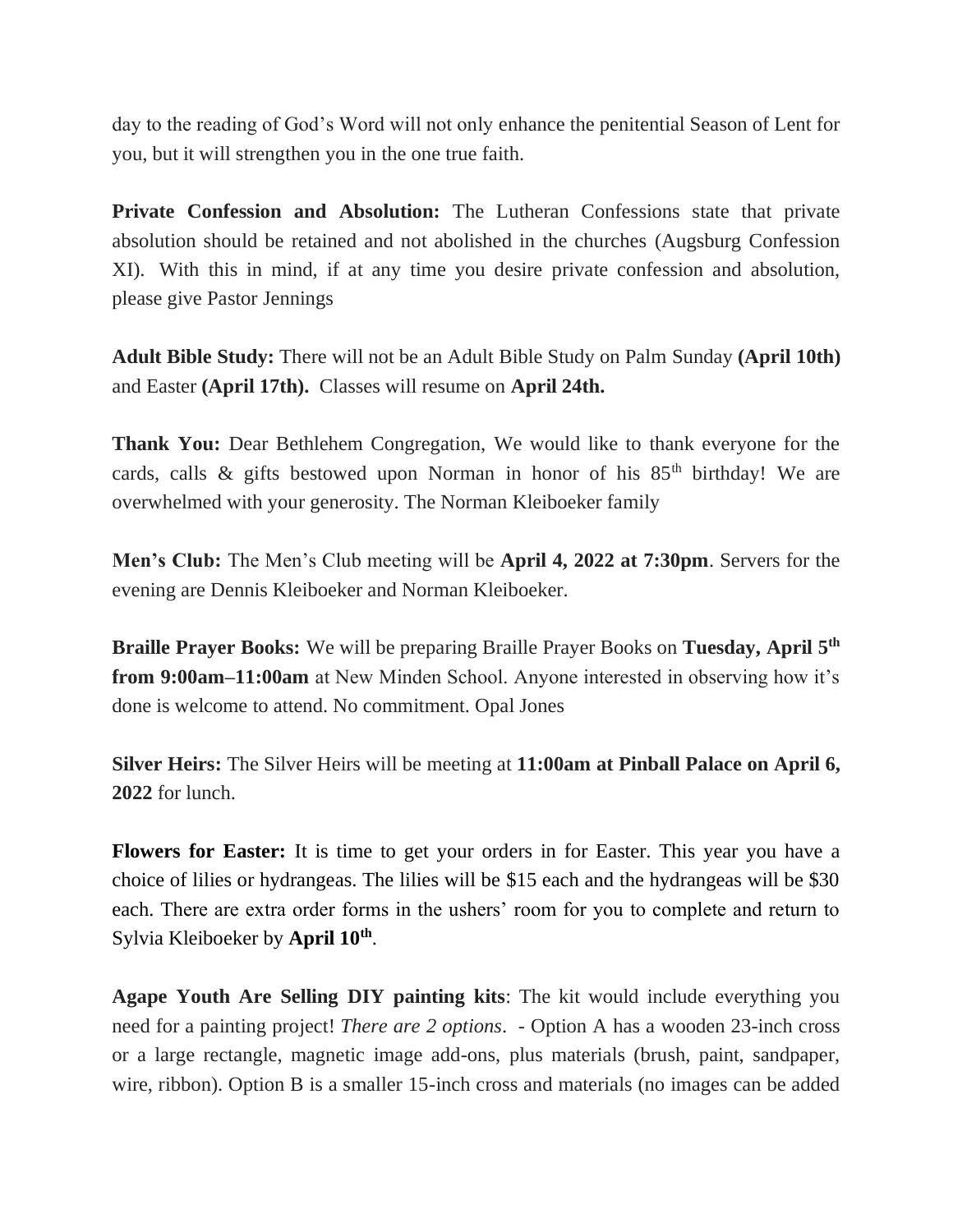day to the reading of God's Word will not only enhance the penitential Season of Lent for you, but it will strengthen you in the one true faith.

**Private Confession and Absolution:** The Lutheran Confessions state that private absolution should be retained and not abolished in the churches (Augsburg Confession XI). With this in mind, if at any time you desire private confession and absolution, please give Pastor Jennings

**Adult Bible Study:** There will not be an Adult Bible Study on Palm Sunday **(April 10th)** and Easter **(April 17th).** Classes will resume on **April 24th.**

**Thank You:** Dear Bethlehem Congregation, We would like to thank everyone for the cards, calls & gifts bestowed upon Norman in honor of his 85th birthday! We are overwhelmed with your generosity. The Norman Kleiboeker family

**Men's Club:** The Men's Club meeting will be **April 4, 2022 at 7:30pm**. Servers for the evening are Dennis Kleiboeker and Norman Kleiboeker.

**Braille Prayer Books:** We will be preparing Braille Prayer Books on **Tuesday, April 5th from 9:00am–11:00am** at New Minden School. Anyone interested in observing how it's done is welcome to attend. No commitment. Opal Jones

**Silver Heirs:** The Silver Heirs will be meeting at **11:00am at Pinball Palace on April 6, 2022** for lunch.

**Flowers for Easter:** It is time to get your orders in for Easter. This year you have a choice of lilies or hydrangeas. The lilies will be $15 each and the hydrangeas will be $30 each. There are extra order forms in the ushers' room for you to complete and return to Sylvia Kleiboeker by **April 10th**.

**Agape Youth Are Selling DIY painting kits**: The kit would include everything you need for a painting project! *There are 2 options*. - Option A has a wooden 23-inch cross or a large rectangle, magnetic image add-ons, plus materials (brush, paint, sandpaper, wire, ribbon). Option B is a smaller 15-inch cross and materials (no images can be added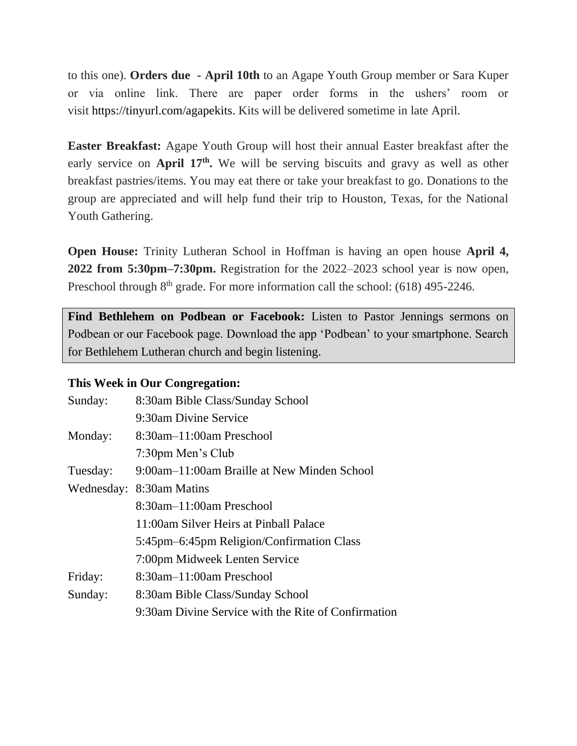to this one). **Orders due - April 10th** to an Agape Youth Group member or Sara Kuper or via online link. There are paper order forms in the ushers' room or visit https://tinyurl.com/agapekits. Kits will be delivered sometime in late April.

**Easter Breakfast:** Agape Youth Group will host their annual Easter breakfast after the early service on **April 17th.** We will be serving biscuits and gravy as well as other breakfast pastries/items. You may eat there or take your breakfast to go. Donations to the group are appreciated and will help fund their trip to Houston, Texas, for the National Youth Gathering.

**Open House:** Trinity Lutheran School in Hoffman is having an open house **April 4, 2022 from 5:30pm–7:30pm.** Registration for the 2022–2023 school year is now open, Preschool through 8th grade. For more information call the school: (618) 495-2246.

**Find Bethlehem on Podbean or Facebook:** Listen to Pastor Jennings sermons on Podbean or our Facebook page. Download the app 'Podbean' to your smartphone. Search for Bethlehem Lutheran church and begin listening.

**This Week in Our Congregation:**

| | |
|---|---|
| Sunday: | 8:30am Bible Class/Sunday School |
| | 9:30am Divine Service |
| Monday: | 8:30am–11:00am Preschool |
| | 7:30pm Men's Club |
| Tuesday: | 9:00am–11:00am Braille at New Minden School |
| Wednesday: | 8:30am Matins |
| | 8:30am–11:00am Preschool |
| | 11:00am Silver Heirs at Pinball Palace |
| | 5:45pm–6:45pm Religion/Confirmation Class |
| | 7:00pm Midweek Lenten Service |
| Friday: | 8:30am–11:00am Preschool |
| Sunday: | 8:30am Bible Class/Sunday School |
| | 9:30am Divine Service with the Rite of Confirmation |